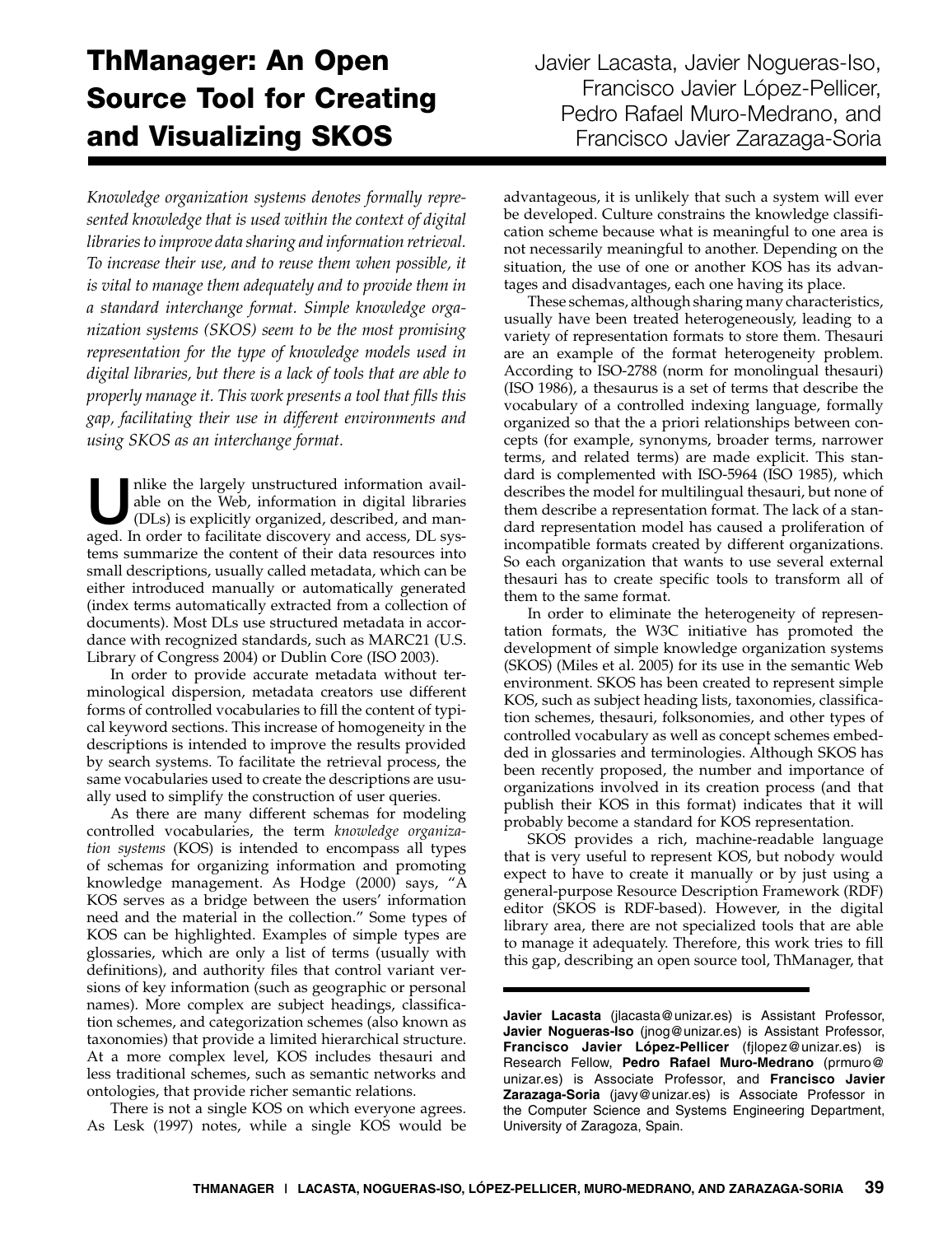# ThManager: An Open Source Tool for Creating and Visualizing SKOS

Javier Lacasta, Javier Nogueras-Iso, Francisco Javier López-Pellicer, Pedro Rafael Muro-Medrano, and Francisco Javier Zarazaga-Soria

*Knowledge organization systems denotes formally represented knowledge that is used within the context of digital libraries to improve data sharing and information retrieval. To increase their use, and to reuse them when possible, it is vital to manage them adequately and to provide them in a standard interchange format. Simple knowledge organization systems (SKOS) seem to be the most promising representation for the type of knowledge models used in digital libraries, but there is a lack of tools that are able to properly manage it. This work presents a tool that fills this gap, facilitating their use in different environments and using SKOS as an interchange format.*

Unlike the largely unstructured information available on the Web, information in digital libraries (DLs) is explicitly organized, described, and managed. In order to facilitate discovery and access, DL systems summarize the content of their data resources into small descriptions, usually called metadata, which can be either introduced manually or automatically generated (index terms automatically extracted from a collection of documents). Most DLs use structured metadata in accordance with recognized standards, such as MARC21 (U.S. Library of Congress 2004) or Dublin Core (ISO 2003).

In order to provide accurate metadata without terminological dispersion, metadata creators use different forms of controlled vocabularies to fill the content of typical keyword sections. This increase of homogeneity in the descriptions is intended to improve the results provided by search systems. To facilitate the retrieval process, the same vocabularies used to create the descriptions are usually used to simplify the construction of user queries.

As there are many different schemas for modeling controlled vocabularies, the term *knowledge organization systems* (KOS) is intended to encompass all types of schemas for organizing information and promoting knowledge management. As Hodge (2000) says, "A KOS serves as a bridge between the users' information need and the material in the collection." Some types of KOS can be highlighted. Examples of simple types are glossaries, which are only a list of terms (usually with definitions), and authority files that control variant versions of key information (such as geographic or personal names). More complex are subject headings, classification schemes, and categorization schemes (also known as taxonomies) that provide a limited hierarchical structure. At a more complex level, KOS includes thesauri and less traditional schemes, such as semantic networks and ontologies, that provide richer semantic relations.

There is not a single KOS on which everyone agrees. As Lesk (1997) notes, while a single KOS would be advantageous, it is unlikely that such a system will ever be developed. Culture constrains the knowledge classification scheme because what is meaningful to one area is not necessarily meaningful to another. Depending on the situation, the use of one or another KOS has its advantages and disadvantages, each one having its place.

These schemas, although sharing many characteristics, usually have been treated heterogeneously, leading to a variety of representation formats to store them. Thesauri are an example of the format heterogeneity problem. According to ISO-2788 (norm for monolingual thesauri) (ISO 1986), a thesaurus is a set of terms that describe the vocabulary of a controlled indexing language, formally organized so that the a priori relationships between concepts (for example, synonyms, broader terms, narrower terms, and related terms) are made explicit. This standard is complemented with ISO-5964 (ISO 1985), which describes the model for multilingual thesauri, but none of them describe a representation format. The lack of a standard representation model has caused a proliferation of incompatible formats created by different organizations. So each organization that wants to use several external thesauri has to create specific tools to transform all of them to the same format.

In order to eliminate the heterogeneity of representation formats, the W3C initiative has promoted the development of simple knowledge organization systems (SKOS) (Miles et al. 2005) for its use in the semantic Web environment. SKOS has been created to represent simple KOS, such as subject heading lists, taxonomies, classification schemes, thesauri, folksonomies, and other types of controlled vocabulary as well as concept schemes embedded in glossaries and terminologies. Although SKOS has been recently proposed, the number and importance of organizations involved in its creation process (and that publish their KOS in this format) indicates that it will probably become a standard for KOS representation.

SKOS provides a rich, machine-readable language that is very useful to represent KOS, but nobody would expect to have to create it manually or by just using a general-purpose Resource Description Framework (RDF) editor (SKOS is RDF-based). However, in the digital library area, there are not specialized tools that are able to manage it adequately. Therefore, this work tries to fill this gap, describing an open source tool, ThManager, that

---

**Javier Lacasta** (jlacasta@unizar.es) is Assistant Professor, **Javier Nogueras-Iso** (jnog@unizar.es) is Assistant Professor, **Francisco Javier López-Pellicer** (fjlopez@unizar.es) is Research Fellow, **Pedro Rafael Muro-Medrano** (prmuro@unizar.es) is Associate Professor, and **Francisco Javier Zarazaga-Soria** (javy@unizar.es) is Associate Professor in the Computer Science and Systems Engineering Department, University of Zaragoza, Spain.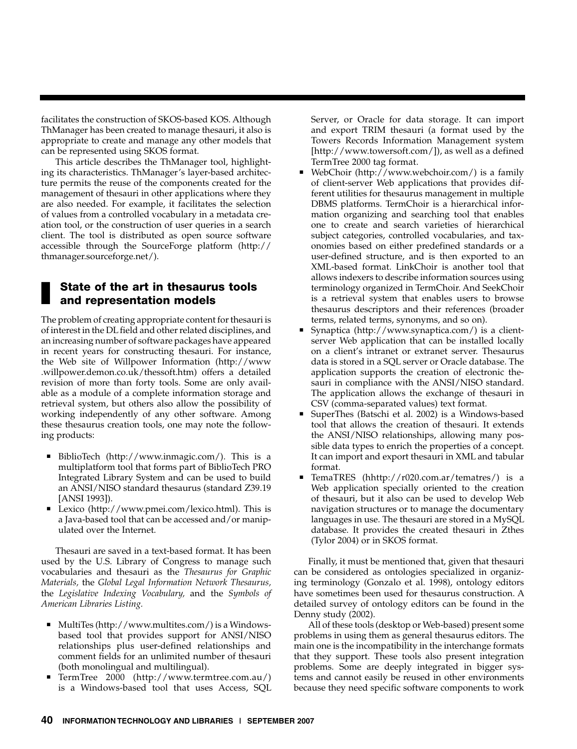facilitates the construction of SKOS-based KOS. Although ThManager has been created to manage thesauri, it also is appropriate to create and manage any other models that can be represented using SKOS format.

This article describes the ThManager tool, highlighting its characteristics. ThManager's layer-based architecture permits the reuse of the components created for the management of thesauri in other applications where they are also needed. For example, it facilitates the selection of values from a controlled vocabulary in a metadata creation tool, or the construction of user queries in a search client. The tool is distributed as open source software accessible through the SourceForge platform (http://thmanager.sourceforge.net/).

## State of the art in thesaurus tools and representation models

The problem of creating appropriate content for thesauri is of interest in the DL field and other related disciplines, and an increasing number of software packages have appeared in recent years for constructing thesauri. For instance, the Web site of Willpower Information (http://www.willpower.demon.co.uk/thessoft.htm) offers a detailed revision of more than forty tools. Some are only available as a module of a complete information storage and retrieval system, but others also allow the possibility of working independently of any other software. Among these thesaurus creation tools, one may note the following products:

- BiblioTech (http://www.inmagic.com/). This is a multiplatform tool that forms part of BiblioTech PRO Integrated Library System and can be used to build an ANSI/NISO standard thesaurus (standard Z39.19 [ANSI 1993]).
- Lexico (http://www.pmei.com/lexico.html). This is a Java-based tool that can be accessed and/or manipulated over the Internet.

Thesauri are saved in a text-based format. It has been used by the U.S. Library of Congress to manage such vocabularies and thesauri as the *Thesaurus for Graphic Materials,* the *Global Legal Information Network Thesaurus,* the *Legislative Indexing Vocabulary,* and the *Symbols of American Libraries Listing.*

- MultiTes (http://www.multites.com/) is a Windows-based tool that provides support for ANSI/NISO relationships plus user-defined relationships and comment fields for an unlimited number of thesauri (both monolingual and multilingual).
- TermTree 2000 (http://www.termtree.com.au/) is a Windows-based tool that uses Access, SQL Server, or Oracle for data storage. It can import and export TRIM thesauri (a format used by the Towers Records Information Management system [http://www.towersoft.com/]), as well as a defined TermTree 2000 tag format.
- WebChoir (http://www.webchoir.com/) is a family of client-server Web applications that provides different utilities for thesaurus management in multiple DBMS platforms. TermChoir is a hierarchical information organizing and searching tool that enables one to create and search varieties of hierarchical subject categories, controlled vocabularies, and taxonomies based on either predefined standards or a user-defined structure, and is then exported to an XML-based format. LinkChoir is another tool that allows indexers to describe information sources using terminology organized in TermChoir. And SeekChoir is a retrieval system that enables users to browse thesaurus descriptors and their references (broader terms, related terms, synonyms, and so on).
- Synaptica (http://www.synaptica.com/) is a client-server Web application that can be installed locally on a client's intranet or extranet server. Thesaurus data is stored in a SQL server or Oracle database. The application supports the creation of electronic thesauri in compliance with the ANSI/NISO standard. The application allows the exchange of thesauri in CSV (comma-separated values) text format.
- SuperThes (Batschi et al. 2002) is a Windows-based tool that allows the creation of thesauri. It extends the ANSI/NISO relationships, allowing many possible data types to enrich the properties of a concept. It can import and export thesauri in XML and tabular format.
- TemaTRES (hhttp://r020.com.ar/tematres/) is a Web application specially oriented to the creation of thesauri, but it also can be used to develop Web navigation structures or to manage the documentary languages in use. The thesauri are stored in a MySQL database. It provides the created thesauri in Zthes (Tylor 2004) or in SKOS format.

Finally, it must be mentioned that, given that thesauri can be considered as ontologies specialized in organizing terminology (Gonzalo et al. 1998), ontology editors have sometimes been used for thesaurus construction. A detailed survey of ontology editors can be found in the Denny study (2002).

All of these tools (desktop or Web-based) present some problems in using them as general thesaurus editors. The main one is the incompatibility in the interchange formats that they support. These tools also present integration problems. Some are deeply integrated in bigger systems and cannot easily be reused in other environments because they need specific software components to work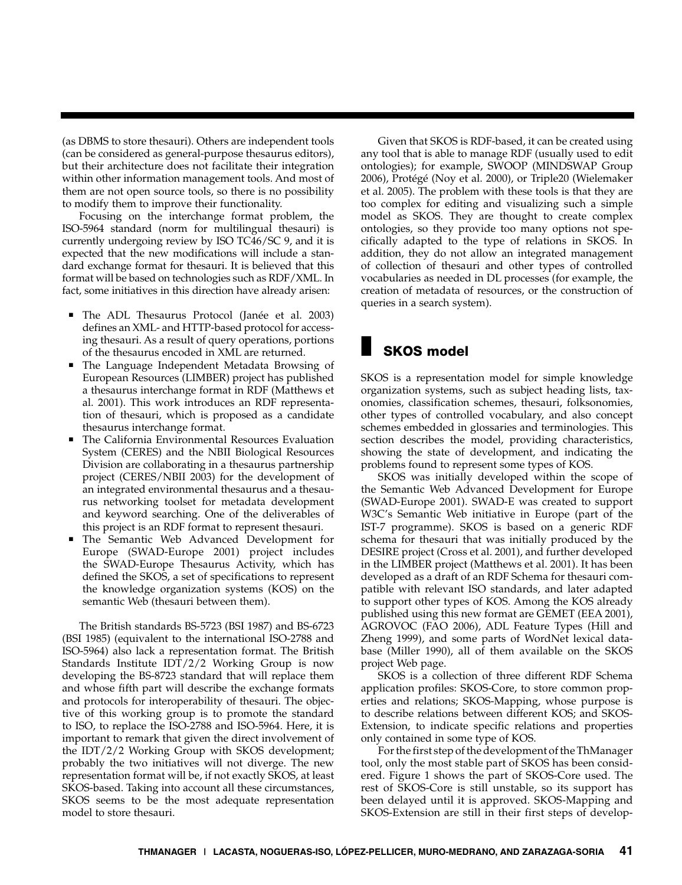(as DBMS to store thesauri). Others are independent tools (can be considered as general-purpose thesaurus editors), but their architecture does not facilitate their integration within other information management tools. And most of them are not open source tools, so there is no possibility to modify them to improve their functionality.

Focusing on the interchange format problem, the ISO-5964 standard (norm for multilingual thesauri) is currently undergoing review by ISO TC46/SC 9, and it is expected that the new modifications will include a standard exchange format for thesauri. It is believed that this format will be based on technologies such as RDF/XML. In fact, some initiatives in this direction have already arisen:

- The ADL Thesaurus Protocol (Janée et al. 2003) defines an XML- and HTTP-based protocol for accessing thesauri. As a result of query operations, portions of the thesaurus encoded in XML are returned.
- The Language Independent Metadata Browsing of European Resources (LIMBER) project has published a thesaurus interchange format in RDF (Matthews et al. 2001). This work introduces an RDF representation of thesauri, which is proposed as a candidate thesaurus interchange format.
- The California Environmental Resources Evaluation System (CERES) and the NBII Biological Resources Division are collaborating in a thesaurus partnership project (CERES/NBII 2003) for the development of an integrated environmental thesaurus and a thesaurus networking toolset for metadata development and keyword searching. One of the deliverables of this project is an RDF format to represent thesauri.
- The Semantic Web Advanced Development for Europe (SWAD-Europe 2001) project includes the SWAD-Europe Thesaurus Activity, which has defined the SKOS, a set of specifications to represent the knowledge organization systems (KOS) on the semantic Web (thesauri between them).

The British standards BS-5723 (BSI 1987) and BS-6723 (BSI 1985) (equivalent to the international ISO-2788 and ISO-5964) also lack a representation format. The British Standards Institute IDT/2/2 Working Group is now developing the BS-8723 standard that will replace them and whose fifth part will describe the exchange formats and protocols for interoperability of thesauri. The objective of this working group is to promote the standard to ISO, to replace the ISO-2788 and ISO-5964. Here, it is important to remark that given the direct involvement of the IDT/2/2 Working Group with SKOS development; probably the two initiatives will not diverge. The new representation format will be, if not exactly SKOS, at least SKOS-based. Taking into account all these circumstances, SKOS seems to be the most adequate representation model to store thesauri.

Given that SKOS is RDF-based, it can be created using any tool that is able to manage RDF (usually used to edit ontologies); for example, SWOOP (MINDSWAP Group 2006), Protégé (Noy et al. 2000), or Triple20 (Wielemaker et al. 2005). The problem with these tools is that they are too complex for editing and visualizing such a simple model as SKOS. They are thought to create complex ontologies, so they provide too many options not specifically adapted to the type of relations in SKOS. In addition, they do not allow an integrated management of collection of thesauri and other types of controlled vocabularies as needed in DL processes (for example, the creation of metadata of resources, or the construction of queries in a search system).

## SKOS model

SKOS is a representation model for simple knowledge organization systems, such as subject heading lists, taxonomies, classification schemes, thesauri, folksonomies, other types of controlled vocabulary, and also concept schemes embedded in glossaries and terminologies. This section describes the model, providing characteristics, showing the state of development, and indicating the problems found to represent some types of KOS.

SKOS was initially developed within the scope of the Semantic Web Advanced Development for Europe (SWAD-Europe 2001). SWAD-E was created to support W3C's Semantic Web initiative in Europe (part of the IST-7 programme). SKOS is based on a generic RDF schema for thesauri that was initially produced by the DESIRE project (Cross et al. 2001), and further developed in the LIMBER project (Matthews et al. 2001). It has been developed as a draft of an RDF Schema for thesauri compatible with relevant ISO standards, and later adapted to support other types of KOS. Among the KOS already published using this new format are GEMET (EEA 2001), AGROVOC (FAO 2006), ADL Feature Types (Hill and Zheng 1999), and some parts of WordNet lexical database (Miller 1990), all of them available on the SKOS project Web page.

SKOS is a collection of three different RDF Schema application profiles: SKOS-Core, to store common properties and relations; SKOS-Mapping, whose purpose is to describe relations between different KOS; and SKOS-Extension, to indicate specific relations and properties only contained in some type of KOS.

For the first step of the development of the ThManager tool, only the most stable part of SKOS has been considered. Figure 1 shows the part of SKOS-Core used. The rest of SKOS-Core is still unstable, so its support has been delayed until it is approved. SKOS-Mapping and SKOS-Extension are still in their first steps of develop-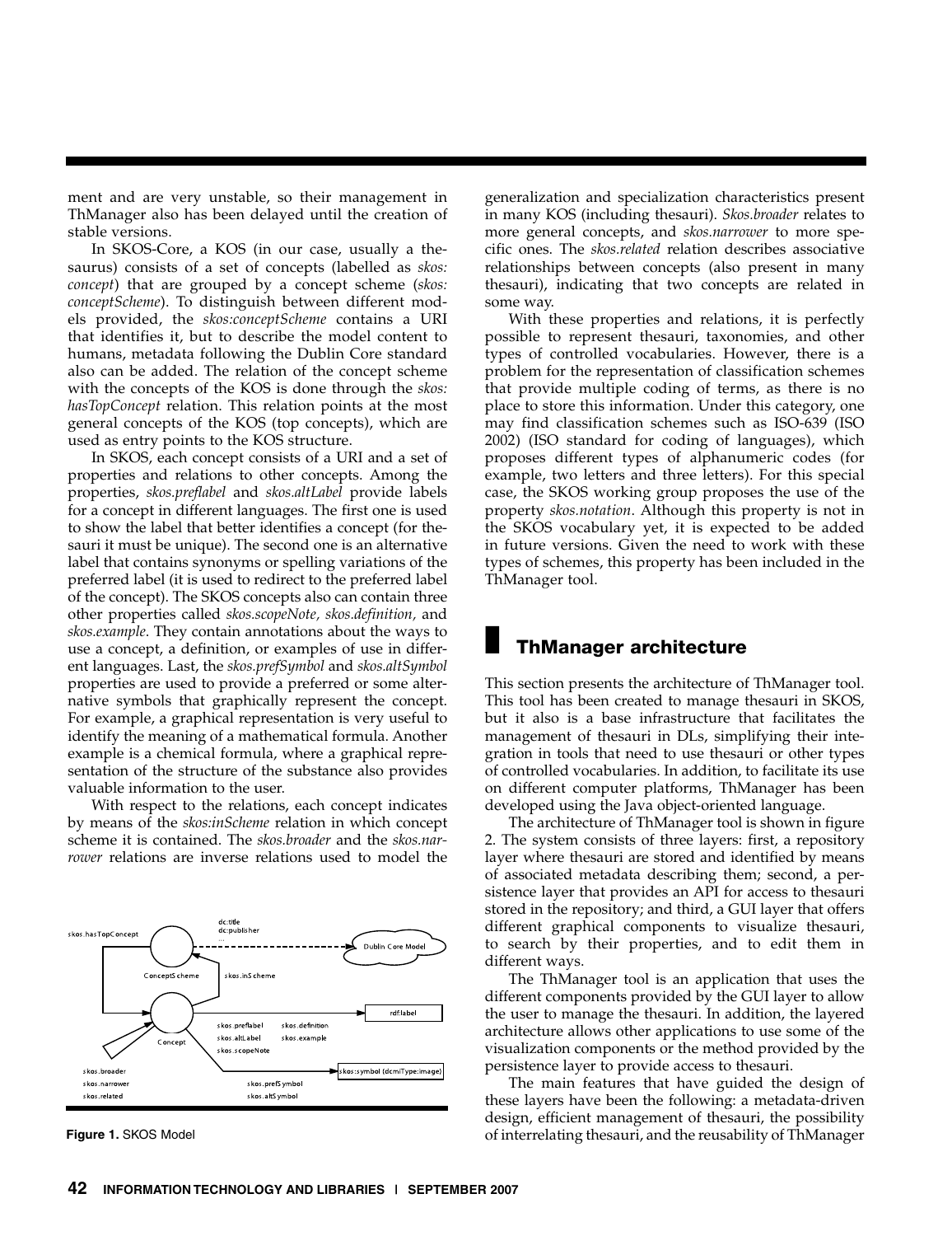ment and are very unstable, so their management in ThManager also has been delayed until the creation of stable versions.

In SKOS-Core, a KOS (in our case, usually a thesaurus) consists of a set of concepts (labelled as *skos: concept*) that are grouped by a concept scheme (*skos: conceptScheme*). To distinguish between different models provided, the *skos:conceptScheme* contains a URI that identifies it, but to describe the model content to humans, metadata following the Dublin Core standard also can be added. The relation of the concept scheme with the concepts of the KOS is done through the *skos: hasTopConcept* relation. This relation points at the most general concepts of the KOS (top concepts), which are used as entry points to the KOS structure.

In SKOS, each concept consists of a URI and a set of properties and relations to other concepts. Among the properties, *skos.preflabel* and *skos.altLabel* provide labels for a concept in different languages. The first one is used to show the label that better identifies a concept (for thesauri it must be unique). The second one is an alternative label that contains synonyms or spelling variations of the preferred label (it is used to redirect to the preferred label of the concept). The SKOS concepts also can contain three other properties called *skos.scopeNote, skos.definition,* and *skos.example*. They contain annotations about the ways to use a concept, a definition, or examples of use in different languages. Last, the *skos.prefSymbol* and *skos.altSymbol* properties are used to provide a preferred or some alternative symbols that graphically represent the concept. For example, a graphical representation is very useful to identify the meaning of a mathematical formula. Another example is a chemical formula, where a graphical representation of the structure of the substance also provides valuable information to the user.

With respect to the relations, each concept indicates by means of the *skos:inScheme* relation in which concept scheme it is contained. The *skos.broader* and the *skos.narrower* relations are inverse relations used to model the generalization and specialization characteristics present in many KOS (including thesauri). *Skos.broader* relates to more general concepts, and *skos.narrower* to more specific ones. The *skos.related* relation describes associative relationships between concepts (also present in many thesauri), indicating that two concepts are related in some way.

skos.hasTopConcept
dc:title
dc:publisher
...
Dublin Core Model
ConceptScheme
skos.inScheme
rdf:label
skos.preflabel
skos.altLabel
skos.scopeNote
skos.definition
skos.example
Concept
skos:symbol (dcmiType:image)
skos.broader
skos.narrower
skos.related
skos.prefSymbol
skos.altSymbol

**Figure 1.** SKOS Model

With these properties and relations, it is perfectly possible to represent thesauri, taxonomies, and other types of controlled vocabularies. However, there is a problem for the representation of classification schemes that provide multiple coding of terms, as there is no place to store this information. Under this category, one may find classification schemes such as ISO-639 (ISO 2002) (ISO standard for coding of languages), which proposes different types of alphanumeric codes (for example, two letters and three letters). For this special case, the SKOS working group proposes the use of the property *skos.notation*. Although this property is not in the SKOS vocabulary yet, it is expected to be added in future versions. Given the need to work with these types of schemes, this property has been included in the ThManager tool.

## ThManager architecture

This section presents the architecture of ThManager tool. This tool has been created to manage thesauri in SKOS, but it also is a base infrastructure that facilitates the management of thesauri in DLs, simplifying their integration in tools that need to use thesauri or other types of controlled vocabularies. In addition, to facilitate its use on different computer platforms, ThManager has been developed using the Java object-oriented language.

The architecture of ThManager tool is shown in figure 2. The system consists of three layers: first, a repository layer where thesauri are stored and identified by means of associated metadata describing them; second, a persistence layer that provides an API for access to thesauri stored in the repository; and third, a GUI layer that offers different graphical components to visualize thesauri, to search by their properties, and to edit them in different ways.

The ThManager tool is an application that uses the different components provided by the GUI layer to allow the user to manage the thesauri. In addition, the layered architecture allows other applications to use some of the visualization components or the method provided by the persistence layer to provide access to thesauri.

The main features that have guided the design of these layers have been the following: a metadata-driven design, efficient management of thesauri, the possibility of interrelating thesauri, and the reusability of ThManager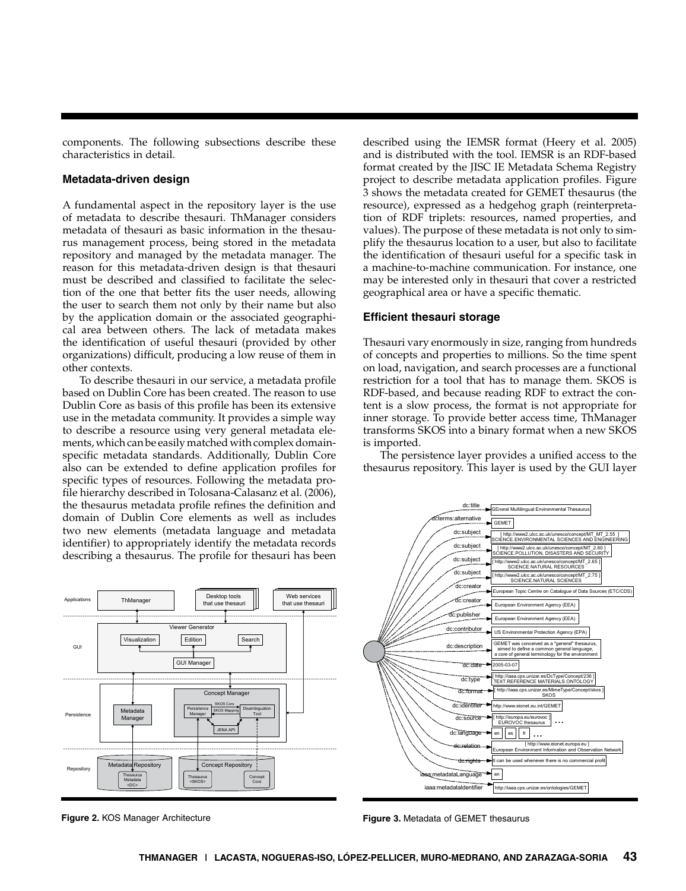components. The following subsections describe these characteristics in detail.

### Metadata-driven design

A fundamental aspect in the repository layer is the use of metadata to describe thesauri. ThManager considers metadata of thesauri as basic information in the thesaurus management process, being stored in the metadata repository and managed by the metadata manager. The reason for this metadata-driven design is that thesauri must be described and classified to facilitate the selection of the one that better fits the user needs, allowing the user to search them not only by their name but also by the application domain or the associated geographical area between others. The lack of metadata makes the identification of useful thesauri (provided by other organizations) difficult, producing a low reuse of them in other contexts.

To describe thesauri in our service, a metadata profile based on Dublin Core has been created. The reason to use Dublin Core as basis of this profile has been its extensive use in the metadata community. It provides a simple way to describe a resource using very general metadata elements, which can be easily matched with complex domain-specific metadata standards. Additionally, Dublin Core also can be extended to define application profiles for specific types of resources. Following the metadata profile hierarchy described in Tolosana-Calasanz et al. (2006), the thesaurus metadata profile refines the definition and domain of Dublin Core elements as well as includes two new elements (metadata language and metadata identifier) to appropriately identify the metadata records describing a thesaurus. The profile for thesauri has been described using the IEMSR format (Heery et al. 2005) and is distributed with the tool. IEMSR is an RDF-based format created by the JISC IE Metadata Schema Registry project to describe metadata application profiles. Figure 3 shows the metadata created for GEMET thesaurus (the resource), expressed as a hedgehog graph (reinterpretation of RDF triplets: resources, named properties, and values). The purpose of these metadata is not only to simplify the thesaurus location to a user, but also to facilitate the identification of thesauri useful for a specific task in a machine-to-machine communication. For instance, one may be interested only in thesauri that cover a restricted geographical area or have a specific thematic.

### Efficient thesauri storage

Thesauri vary enormously in size, ranging from hundreds of concepts and properties to millions. So the time spent on load, navigation, and search processes are a functional restriction for a tool that has to manage them. SKOS is RDF-based, and because reading RDF to extract the content is a slow process, the format is not appropriate for inner storage. To provide better access time, ThManager transforms SKOS into a binary format when a new SKOS is imported.

The persistence layer provides a unified access to the thesaurus repository. This layer is used by the GUI layer

**Figure 2.** KOS Manager Architecture

**Figure 3.** Metadata of GEMET thesaurus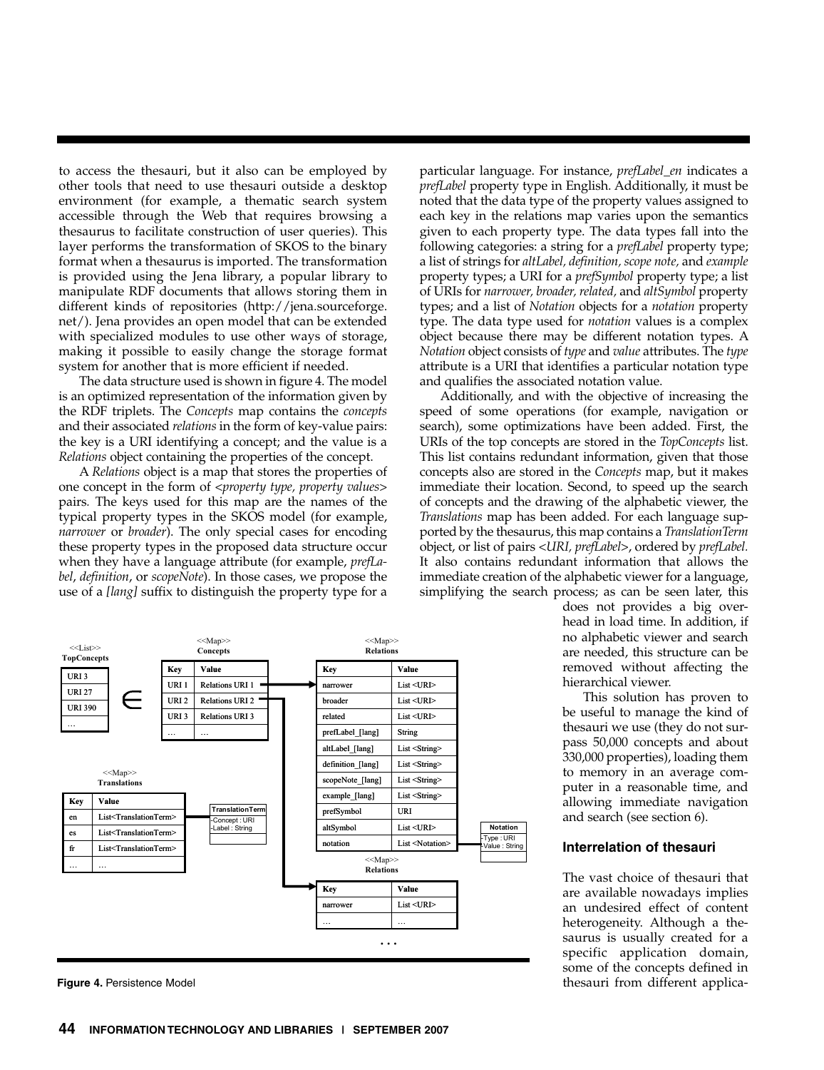to access the thesauri, but it also can be employed by other tools that need to use thesauri outside a desktop environment (for example, a thematic search system accessible through the Web that requires browsing a thesaurus to facilitate construction of user queries). This layer performs the transformation of SKOS to the binary format when a thesaurus is imported. The transformation is provided using the Jena library, a popular library to manipulate RDF documents that allows storing them in different kinds of repositories (http://jena.sourceforge.net/). Jena provides an open model that can be extended with specialized modules to use other ways of storage, making it possible to easily change the storage format system for another that is more efficient if needed.

The data structure used is shown in figure 4. The model is an optimized representation of the information given by the RDF triplets. The *Concepts* map contains the *concepts* and their associated *relations* in the form of key-value pairs: the key is a URI identifying a concept; and the value is a *Relations* object containing the properties of the concept.

A *Relations* object is a map that stores the properties of one concept in the form of <*property type, property values*> pairs. The keys used for this map are the names of the typical property types in the SKOS model (for example, *narrower* or *broader*). The only special cases for encoding these property types in the proposed data structure occur when they have a language attribute (for example, *prefLabel*, *definition*, or *scopeNote*). In those cases, we propose the use of a *[lang]* suffix to distinguish the property type for a particular language. For instance, *prefLabel_en* indicates a *prefLabel* property type in English. Additionally, it must be noted that the data type of the property values assigned to each key in the relations map varies upon the semantics given to each property type. The data types fall into the following categories: a string for a *prefLabel* property type; a list of strings for *altLabel, definition, scope note,* and *example* property types; a URI for a *prefSymbol* property type; a list of URIs for *narrower, broader, related,* and *altSymbol* property types; and a list of *Notation* objects for a *notation* property type. The data type used for *notation* values is a complex object because there may be different notation types. A *Notation* object consists of *type* and *value* attributes. The *type* attribute is a URI that identifies a particular notation type and qualifies the associated notation value.

Additionally, and with the objective of increasing the speed of some operations (for example, navigation or search), some optimizations have been added. First, the URIs of the top concepts are stored in the *TopConcepts* list. This list contains redundant information, given that those concepts also are stored in the *Concepts* map, but it makes immediate their location. Second, to speed up the search of concepts and the drawing of the alphabetic viewer, the *Translations* map has been added. For each language supported by the thesaurus, this map contains a *TranslationTerm* object, or list of pairs <*URI, prefLabel*>, ordered by *prefLabel.* It also contains redundant information that allows the immediate creation of the alphabetic viewer for a language, simplifying the search process; as can be seen later, this does not provides a big overhead in load time. In addition, if no alphabetic viewer and search are needed, this structure can be removed without affecting the hierarchical viewer.

This solution has proven to be useful to manage the kind of thesauri we use (they do not surpass 50,000 concepts and about 330,000 properties), loading them to memory in an average computer in a reasonable time, and allowing immediate navigation and search (see section 6).

**Figure 4.** Persistence Model

## Interrelation of thesauri

The vast choice of thesauri that are available nowadays implies an undesired effect of content heterogeneity. Although a thesaurus is usually created for a specific application domain, some of the concepts defined in thesauri from different applica-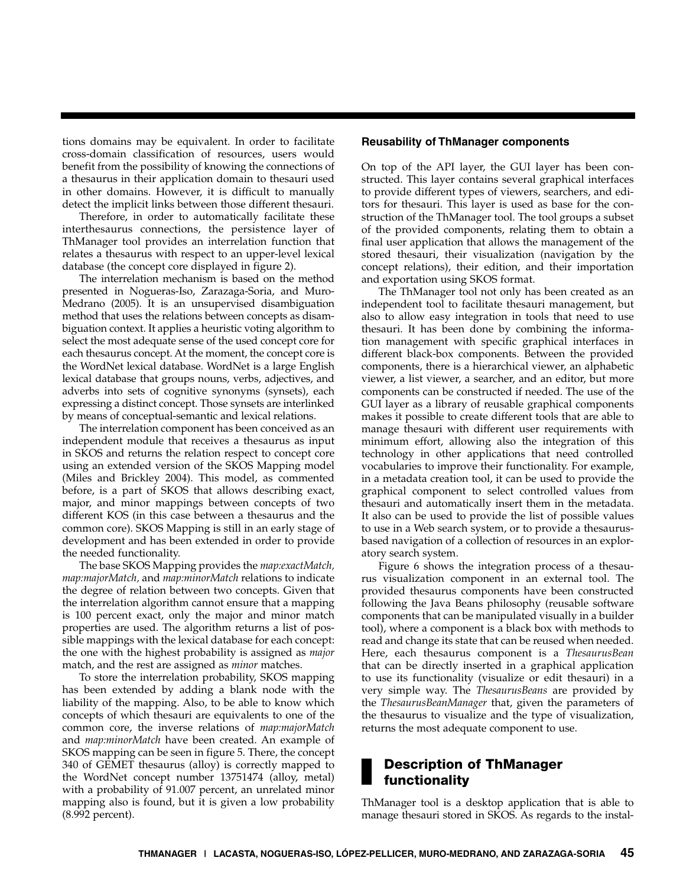tions domains may be equivalent. In order to facilitate cross-domain classification of resources, users would benefit from the possibility of knowing the connections of a thesaurus in their application domain to thesauri used in other domains. However, it is difficult to manually detect the implicit links between those different thesauri.

Therefore, in order to automatically facilitate these interthesaurus connections, the persistence layer of ThManager tool provides an interrelation function that relates a thesaurus with respect to an upper-level lexical database (the concept core displayed in figure 2).

The interrelation mechanism is based on the method presented in Nogueras-Iso, Zarazaga-Soria, and Muro-Medrano (2005). It is an unsupervised disambiguation method that uses the relations between concepts as disambiguation context. It applies a heuristic voting algorithm to select the most adequate sense of the used concept core for each thesaurus concept. At the moment, the concept core is the WordNet lexical database. WordNet is a large English lexical database that groups nouns, verbs, adjectives, and adverbs into sets of cognitive synonyms (synsets), each expressing a distinct concept. Those synsets are interlinked by means of conceptual-semantic and lexical relations.

The interrelation component has been conceived as an independent module that receives a thesaurus as input in SKOS and returns the relation respect to concept core using an extended version of the SKOS Mapping model (Miles and Brickley 2004). This model, as commented before, is a part of SKOS that allows describing exact, major, and minor mappings between concepts of two different KOS (in this case between a thesaurus and the common core). SKOS Mapping is still in an early stage of development and has been extended in order to provide the needed functionality.

The base SKOS Mapping provides the *map:exactMatch, map:majorMatch,* and *map:minorMatch* relations to indicate the degree of relation between two concepts. Given that the interrelation algorithm cannot ensure that a mapping is 100 percent exact, only the major and minor match properties are used. The algorithm returns a list of possible mappings with the lexical database for each concept: the one with the highest probability is assigned as *major* match, and the rest are assigned as *minor* matches.

To store the interrelation probability, SKOS mapping has been extended by adding a blank node with the liability of the mapping. Also, to be able to know which concepts of which thesauri are equivalents to one of the common core, the inverse relations of *map:majorMatch* and *map:minorMatch* have been created. An example of SKOS mapping can be seen in figure 5. There, the concept 340 of GEMET thesaurus (alloy) is correctly mapped to the WordNet concept number 13751474 (alloy, metal) with a probability of 91.007 percent, an unrelated minor mapping also is found, but it is given a low probability (8.992 percent).

### Reusability of ThManager components

On top of the API layer, the GUI layer has been constructed. This layer contains several graphical interfaces to provide different types of viewers, searchers, and editors for thesauri. This layer is used as base for the construction of the ThManager tool. The tool groups a subset of the provided components, relating them to obtain a final user application that allows the management of the stored thesauri, their visualization (navigation by the concept relations), their edition, and their importation and exportation using SKOS format.

The ThManager tool not only has been created as an independent tool to facilitate thesauri management, but also to allow easy integration in tools that need to use thesauri. It has been done by combining the information management with specific graphical interfaces in different black-box components. Between the provided components, there is a hierarchical viewer, an alphabetic viewer, a list viewer, a searcher, and an editor, but more components can be constructed if needed. The use of the GUI layer as a library of reusable graphical components makes it possible to create different tools that are able to manage thesauri with different user requirements with minimum effort, allowing also the integration of this technology in other applications that need controlled vocabularies to improve their functionality. For example, in a metadata creation tool, it can be used to provide the graphical component to select controlled values from thesauri and automatically insert them in the metadata. It also can be used to provide the list of possible values to use in a Web search system, or to provide a thesaurus-based navigation of a collection of resources in an exploratory search system.

Figure 6 shows the integration process of a thesaurus visualization component in an external tool. The provided thesaurus components have been constructed following the Java Beans philosophy (reusable software components that can be manipulated visually in a builder tool), where a component is a black box with methods to read and change its state that can be reused when needed. Here, each thesaurus component is a *ThesaurusBean* that can be directly inserted in a graphical application to use its functionality (visualize or edit thesauri) in a very simple way. The *ThesaurusBeans* are provided by the *ThesaurusBeanManager* that, given the parameters of the thesaurus to visualize and the type of visualization, returns the most adequate component to use.

## Description of ThManager functionality

ThManager tool is a desktop application that is able to manage thesauri stored in SKOS. As regards to the instal-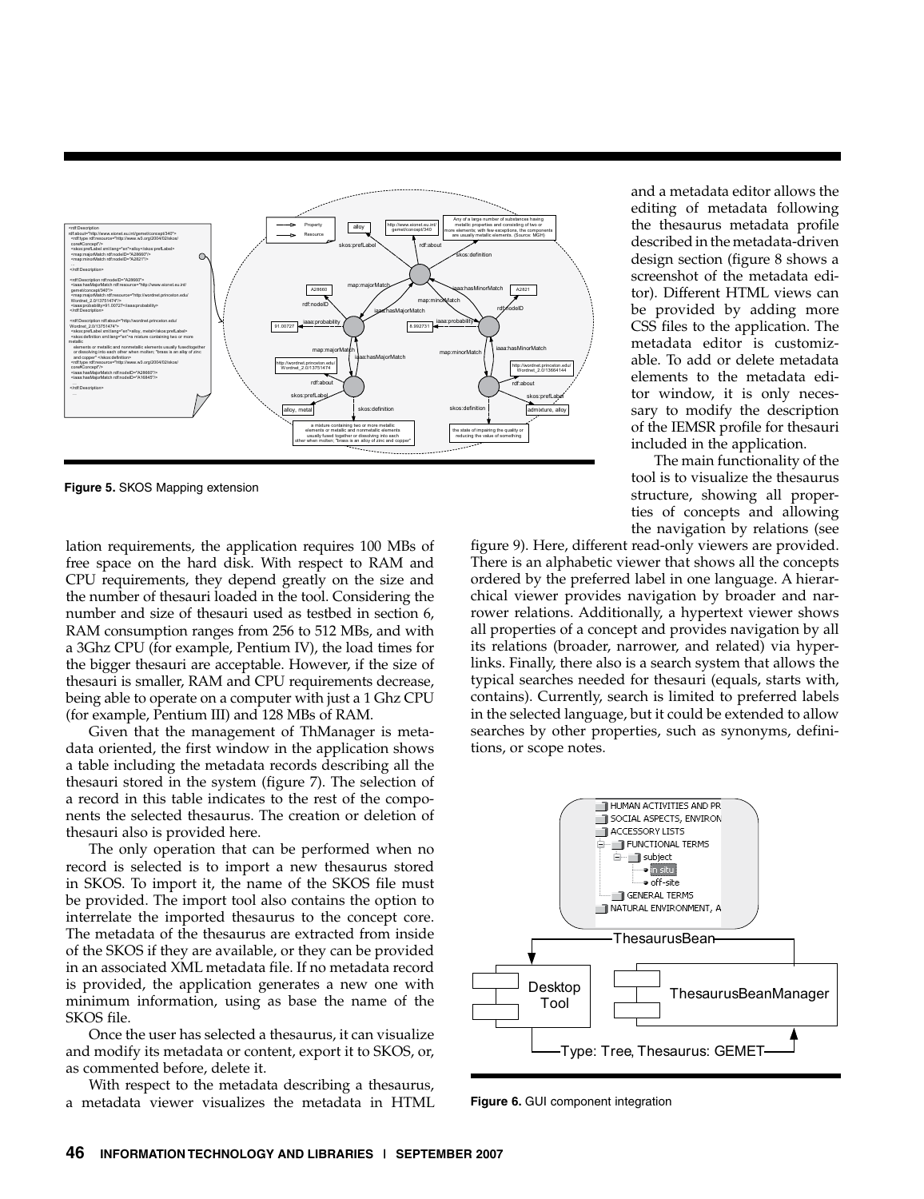and a metadata editor allows the editing of metadata following the thesaurus metadata profile described in the metadata-driven design section (figure 8 shows a screenshot of the metadata editor). Different HTML views can be provided by adding more CSS files to the application. The metadata editor is customizable. To add or delete metadata elements to the metadata editor window, it is only necessary to modify the description of the IEMSR profile for thesauri included in the application.

The main functionality of the tool is to visualize the thesaurus structure, showing all properties of concepts and allowing the navigation by relations (see figure 9). Here, different read-only viewers are provided. There is an alphabetic viewer that shows all the concepts ordered by the preferred label in one language. A hierarchical viewer provides navigation by broader and narrower relations. Additionally, a hypertext viewer shows all properties of a concept and provides navigation by all its relations (broader, narrower, and related) via hyperlinks. Finally, there also is a search system that allows the typical searches needed for thesauri (equals, starts with, contains). Currently, search is limited to preferred labels in the selected language, but it could be extended to allow searches by other properties, such as synonyms, definitions, or scope notes.

**Figure 5.** SKOS Mapping extension

lation requirements, the application requires 100 MBs of free space on the hard disk. With respect to RAM and CPU requirements, they depend greatly on the size and the number of thesauri loaded in the tool. Considering the number and size of thesauri used as testbed in section 6, RAM consumption ranges from 256 to 512 MBs, and with a 3Ghz CPU (for example, Pentium IV), the load times for the bigger thesauri are acceptable. However, if the size of thesauri is smaller, RAM and CPU requirements decrease, being able to operate on a computer with just a 1 Ghz CPU (for example, Pentium III) and 128 MBs of RAM.

Given that the management of ThManager is metadata oriented, the first window in the application shows a table including the metadata records describing all the thesauri stored in the system (figure 7). The selection of a record in this table indicates to the rest of the components the selected thesaurus. The creation or deletion of thesauri also is provided here.

The only operation that can be performed when no record is selected is to import a new thesaurus stored in SKOS. To import it, the name of the SKOS file must be provided. The import tool also contains the option to interrelate the imported thesaurus to the concept core. The metadata of the thesaurus are extracted from inside of the SKOS if they are available, or they can be provided in an associated XML metadata file. If no metadata record is provided, the application generates a new one with minimum information, using as base the name of the SKOS file.

Once the user has selected a thesaurus, it can visualize and modify its metadata or content, export it to SKOS, or, as commented before, delete it.

With respect to the metadata describing a thesaurus, a metadata viewer visualizes the metadata in HTML

**Figure 6.** GUI component integration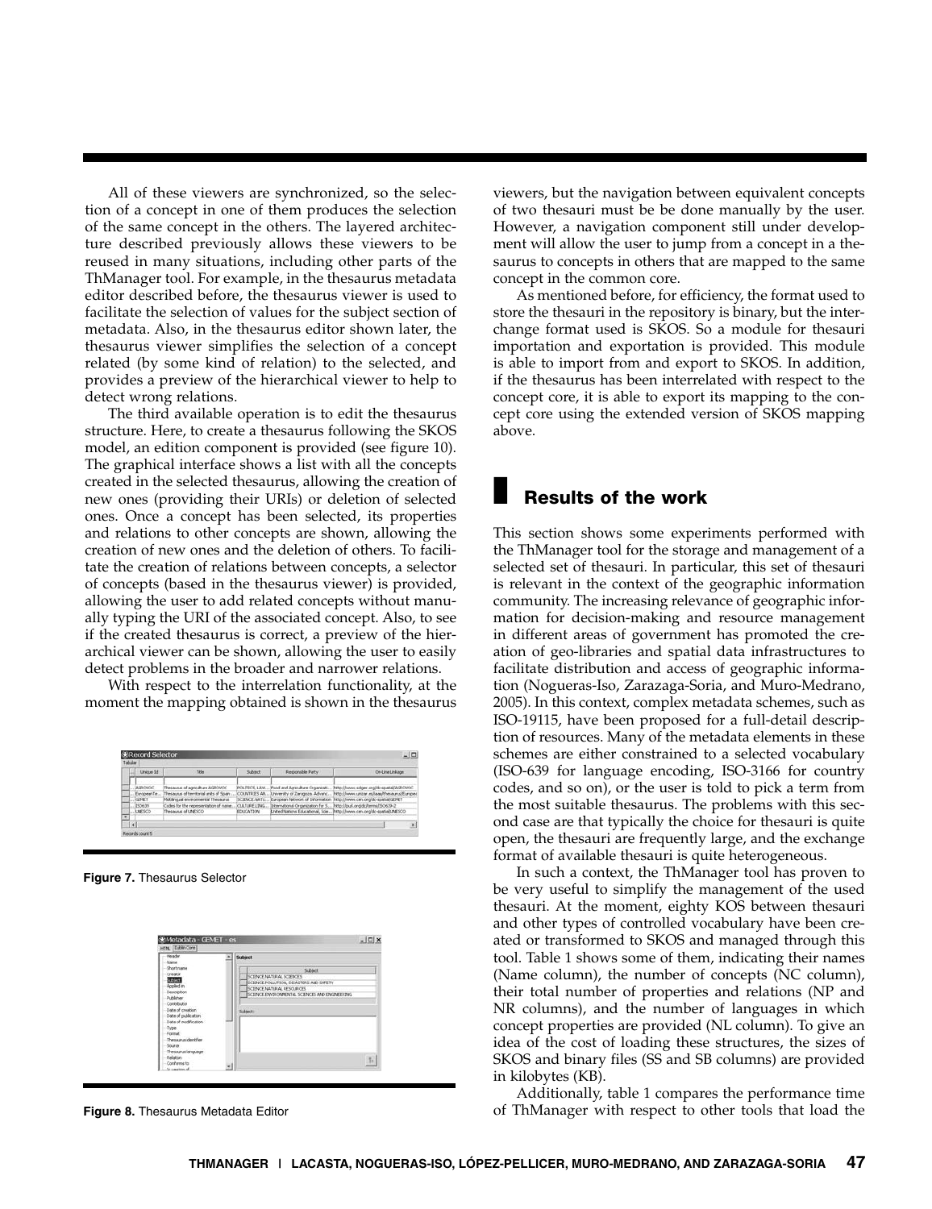All of these viewers are synchronized, so the selection of a concept in one of them produces the selection of the same concept in the others. The layered architecture described previously allows these viewers to be reused in many situations, including other parts of the ThManager tool. For example, in the thesaurus metadata editor described before, the thesaurus viewer is used to facilitate the selection of values for the subject section of metadata. Also, in the thesaurus editor shown later, the thesaurus viewer simplifies the selection of a concept related (by some kind of relation) to the selected, and provides a preview of the hierarchical viewer to help to detect wrong relations.

The third available operation is to edit the thesaurus structure. Here, to create a thesaurus following the SKOS model, an edition component is provided (see figure 10). The graphical interface shows a list with all the concepts created in the selected thesaurus, allowing the creation of new ones (providing their URIs) or deletion of selected ones. Once a concept has been selected, its properties and relations to other concepts are shown, allowing the creation of new ones and the deletion of others. To facilitate the creation of relations between concepts, a selector of concepts (based in the thesaurus viewer) is provided, allowing the user to add related concepts without manually typing the URI of the associated concept. Also, to see if the created thesaurus is correct, a preview of the hierarchical viewer can be shown, allowing the user to easily detect problems in the broader and narrower relations.

With respect to the interrelation functionality, at the moment the mapping obtained is shown in the thesaurus viewers, but the navigation between equivalent concepts of two thesauri must be done manually by the user. However, a navigation component still under development will allow the user to jump from a concept in a thesaurus to concepts in others that are mapped to the same concept in the common core.

**Figure 7.** Thesaurus Selector

**Figure 8.** Thesaurus Metadata Editor

As mentioned before, for efficiency, the format used to store the thesauri in the repository is binary, but the interchange format used is SKOS. So a module for thesauri importation and exportation is provided. This module is able to import from and export to SKOS. In addition, if the thesaurus has been interrelated with respect to the concept core, it is able to export its mapping to the concept core using the extended version of SKOS mapping above.

## Results of the work

This section shows some experiments performed with the ThManager tool for the storage and management of a selected set of thesauri. In particular, this set of thesauri is relevant in the context of the geographic information community. The increasing relevance of geographic information for decision-making and resource management in different areas of government has promoted the creation of geo-libraries and spatial data infrastructures to facilitate distribution and access of geographic information (Nogueras-Iso, Zarazaga-Soria, and Muro-Medrano, 2005). In this context, complex metadata schemes, such as ISO-19115, have been proposed for a full-detail description of resources. Many of the metadata elements in these schemes are either constrained to a selected vocabulary (ISO-639 for language encoding, ISO-3166 for country codes, and so on), or the user is told to pick a term from the most suitable thesaurus. The problems with this second case are that typically the choice for thesauri is quite open, the thesauri are frequently large, and the exchange format of available thesauri is quite heterogeneous.

In such a context, the ThManager tool has proven to be very useful to simplify the management of the used thesauri. At the moment, eighty KOS between thesauri and other types of controlled vocabulary have been created or transformed to SKOS and managed through this tool. Table 1 shows some of them, indicating their names (Name column), the number of concepts (NC column), their total number of properties and relations (NP and NR columns), and the number of languages in which concept properties are provided (NL column). To give an idea of the cost of loading these structures, the sizes of SKOS and binary files (SS and SB columns) are provided in kilobytes (KB).

Additionally, table 1 compares the performance time of ThManager with respect to other tools that load the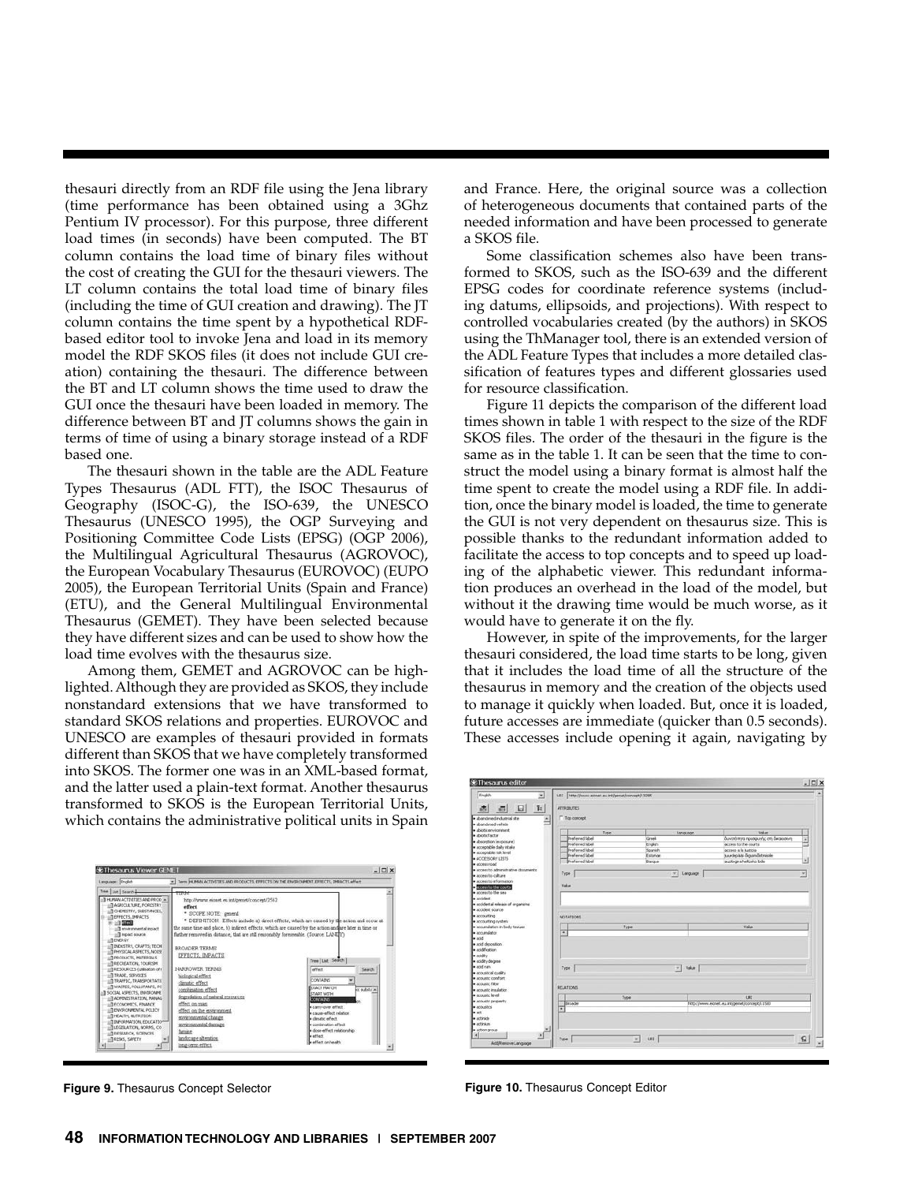thesauri directly from an RDF file using the Jena library (time performance has been obtained using a 3Ghz Pentium IV processor). For this purpose, three different load times (in seconds) have been computed. The BT column contains the load time of binary files without the cost of creating the GUI for the thesauri viewers. The LT column contains the total load time of binary files (including the time of GUI creation and drawing). The JT column contains the time spent by a hypothetical RDF-based editor tool to invoke Jena and load in its memory model the RDF SKOS files (it does not include GUI creation) containing the thesauri. The difference between the BT and LT column shows the time used to draw the GUI once the thesauri have been loaded in memory. The difference between BT and JT columns shows the gain in terms of time of using a binary storage instead of a RDF based one.

The thesauri shown in the table are the ADL Feature Types Thesaurus (ADL FTT), the ISOC Thesaurus of Geography (ISOC-G), the ISO-639, the UNESCO Thesaurus (UNESCO 1995), the OGP Surveying and Positioning Committee Code Lists (EPSG) (OGP 2006), the Multilingual Agricultural Thesaurus (AGROVOC), the European Vocabulary Thesaurus (EUROVOC) (EUPO 2005), the European Territorial Units (Spain and France) (ETU), and the General Multilingual Environmental Thesaurus (GEMET). They have been selected because they have different sizes and can be used to show how the load time evolves with the thesaurus size.

Among them, GEMET and AGROVOC can be highlighted. Although they are provided as SKOS, they include nonstandard extensions that we have transformed to standard SKOS relations and properties. EUROVOC and UNESCO are examples of thesauri provided in formats different than SKOS that we have completely transformed into SKOS. The former one was in an XML-based format, and the latter used a plain-text format. Another thesaurus transformed to SKOS is the European Territorial Units, which contains the administrative political units in Spain and France. Here, the original source was a collection of heterogeneous documents that contained parts of the needed information and have been processed to generate a SKOS file.

Some classification schemes also have been transformed to SKOS, such as the ISO-639 and the different EPSG codes for coordinate reference systems (including datums, ellipsoids, and projections). With respect to controlled vocabularies created (by the authors) in SKOS using the ThManager tool, there is an extended version of the ADL Feature Types that includes a more detailed classification of features types and different glossaries used for resource classification.

Figure 11 depicts the comparison of the different load times shown in table 1 with respect to the size of the RDF SKOS files. The order of the thesauri in the figure is the same as in the table 1. It can be seen that the time to construct the model using a binary format is almost half the time spent to create the model using a RDF file. In addition, once the binary model is loaded, the time to generate the GUI is not very dependent on thesaurus size. This is possible thanks to the redundant information added to facilitate the access to top concepts and to speed up loading of the alphabetic viewer. This redundant information produces an overhead in the load of the model, but without it the drawing time would be much worse, as it would have to generate it on the fly.

However, in spite of the improvements, for the larger thesauri considered, the load time starts to be long, given that it includes the load time of all the structure of the thesaurus in memory and the creation of the objects used to manage it quickly when loaded. But, once it is loaded, future accesses are immediate (quicker than 0.5 seconds). These accesses include opening it again, navigating by

**Figure 9.** Thesaurus Concept Selector

**Figure 10.** Thesaurus Concept Editor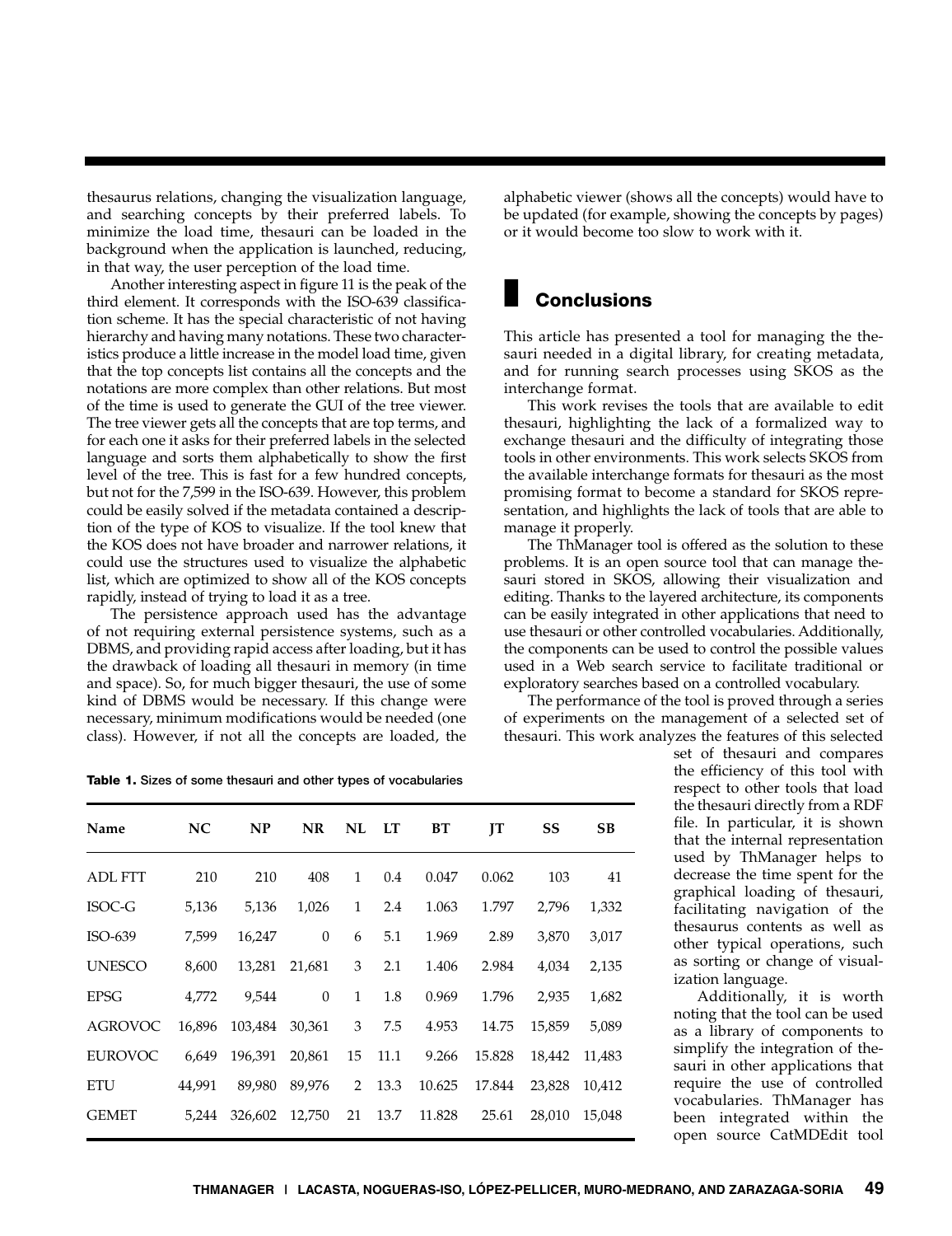thesaurus relations, changing the visualization language, and searching concepts by their preferred labels. To minimize the load time, thesauri can be loaded in the background when the application is launched, reducing, in that way, the user perception of the load time.

Another interesting aspect in figure 11 is the peak of the third element. It corresponds with the ISO-639 classification scheme. It has the special characteristic of not having hierarchy and having many notations. These two characteristics produce a little increase in the model load time, given that the top concepts list contains all the concepts and the notations are more complex than other relations. But most of the time is used to generate the GUI of the tree viewer. The tree viewer gets all the concepts that are top terms, and for each one it asks for their preferred labels in the selected language and sorts them alphabetically to show the first level of the tree. This is fast for a few hundred concepts, but not for the 7,599 in the ISO-639. However, this problem could be easily solved if the metadata contained a description of the type of KOS to visualize. If the tool knew that the KOS does not have broader and narrower relations, it could use the structures used to visualize the alphabetic list, which are optimized to show all of the KOS concepts rapidly, instead of trying to load it as a tree.

The persistence approach used has the advantage of not requiring external persistence systems, such as a DBMS, and providing rapid access after loading, but it has the drawback of loading all thesauri in memory (in time and space). So, for much bigger thesauri, the use of some kind of DBMS would be necessary. If this change were necessary, minimum modifications would be needed (one class). However, if not all the concepts are loaded, the alphabetic viewer (shows all the concepts) would have to be updated (for example, showing the concepts by pages) or it would become too slow to work with it.

**Table 1.** Sizes of some thesauri and other types of vocabularies

| Name | NC | NP | NR | NL | LT | BT | JT | SS | SB |
|---|---|---|---|---|---|---|---|---|---|
| ADL FTT | 210 | 210 | 408 | 1 | 0.4 | 0.047 | 0.062 | 103 | 41 |
| ISOC-G | 5,136 | 5,136 | 1,026 | 1 | 2.4 | 1.063 | 1.797 | 2,796 | 1,332 |
| ISO-639 | 7,599 | 16,247 | 0 | 6 | 5.1 | 1.969 | 2.89 | 3,870 | 3,017 |
| UNESCO | 8,600 | 13,281 | 21,681 | 3 | 2.1 | 1.406 | 2.984 | 4,034 | 2,135 |
| EPSG | 4,772 | 9,544 | 0 | 1 | 1.8 | 0.969 | 1.796 | 2,935 | 1,682 |
| AGROVOC | 16,896 | 103,484 | 30,361 | 3 | 7.5 | 4.953 | 14.75 | 15,859 | 5,089 |
| EUROVOC | 6,649 | 196,391 | 20,861 | 15 | 11.1 | 9.266 | 15.828 | 18,442 | 11,483 |
| ETU | 44,991 | 89,980 | 89,976 | 2 | 13.3 | 10.625 | 17.844 | 23,828 | 10,412 |
| GEMET | 5,244 | 326,602 | 12,750 | 21 | 13.7 | 11.828 | 25.61 | 28,010 | 15,048 |

## Conclusions

This article has presented a tool for managing the thesauri needed in a digital library, for creating metadata, and for running search processes using SKOS as the interchange format.

This work revises the tools that are available to edit thesauri, highlighting the lack of a formalized way to exchange thesauri and the difficulty of integrating those tools in other environments. This work selects SKOS from the available interchange formats for thesauri as the most promising format to become a standard for SKOS representation, and highlights the lack of tools that are able to manage it properly.

The ThManager tool is offered as the solution to these problems. It is an open source tool that can manage thesauri stored in SKOS, allowing their visualization and editing. Thanks to the layered architecture, its components can be easily integrated in other applications that need to use thesauri or other controlled vocabularies. Additionally, the components can be used to control the possible values used in a Web search service to facilitate traditional or exploratory searches based on a controlled vocabulary.

The performance of the tool is proved through a series of experiments on the management of a selected set of thesauri. This work analyzes the features of this selected set of thesauri and compares the efficiency of this tool with respect to other tools that load the thesauri directly from a RDF file. In particular, it is shown that the internal representation used by ThManager helps to decrease the time spent for the graphical loading of thesauri, facilitating navigation of the thesaurus contents as well as other typical operations, such as sorting or change of visualization language.

Additionally, it is worth noting that the tool can be used as a library of components to simplify the integration of thesauri in other applications that require the use of controlled vocabularies. ThManager has been integrated within the open source CatMDEdit tool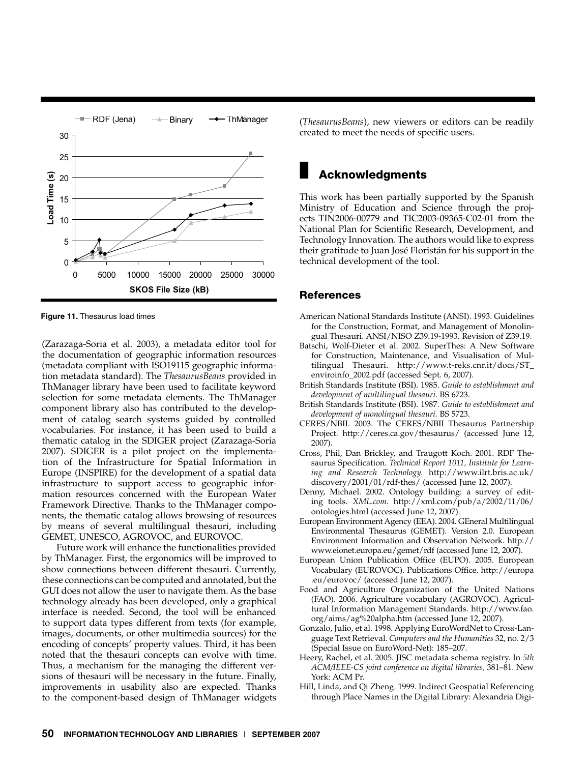Figure 11. Thesaurus load times

(Zarazaga-Soria et al. 2003), a metadata editor tool for the documentation of geographic information resources (metadata compliant with ISO19115 geographic information metadata standard). The *ThesaurusBeans* provided in ThManager library have been used to facilitate keyword selection for some metadata elements. The ThManager component library also has contributed to the development of catalog search systems guided by controlled vocabularies. For instance, it has been used to build a thematic catalog in the SDIGER project (Zarazaga-Soria 2007). SDIGER is a pilot project on the implementation of the Infrastructure for Spatial Information in Europe (INSPIRE) for the development of a spatial data infrastructure to support access to geographic information resources concerned with the European Water Framework Directive. Thanks to the ThManager components, the thematic catalog allows browsing of resources by means of several multilingual thesauri, including GEMET, UNESCO, AGROVOC, and EUROVOC.

Future work will enhance the functionalities provided by ThManager. First, the ergonomics will be improved to show connections between different thesauri. Currently, these connections can be computed and annotated, but the GUI does not allow the user to navigate them. As the base technology already has been developed, only a graphical interface is needed. Second, the tool will be enhanced to support data types different from texts (for example, images, documents, or other multimedia sources) for the encoding of concepts' property values. Third, it has been noted that the thesauri concepts can evolve with time. Thus, a mechanism for the managing the different versions of thesauri will be necessary in the future. Finally, improvements in usability also are expected. Thanks to the component-based design of ThManager widgets (*ThesaurusBeans*), new viewers or editors can be readily created to meet the needs of specific users.

## Acknowledgments

This work has been partially supported by the Spanish Ministry of Education and Science through the projects TIN2006-00779 and TIC2003-09365-C02-01 from the National Plan for Scientific Research, Development, and Technology Innovation. The authors would like to express their gratitude to Juan José Floristán for his support in the technical development of the tool.

## References

American National Standards Institute (ANSI). 1993. Guidelines for the Construction, Format, and Management of Monolingual Thesauri. ANSI/NISO Z39.19-1993. Revision of Z39.19.

Batschi, Wolf-Dieter et al. 2002. SuperThes: A New Software for Construction, Maintenance, and Visualisation of Multilingual Thesauri. http://www.t-reks.cnr.it/docs/ST_enviroinfo_2002.pdf (accessed Sept. 6, 2007).

British Standards Institute (BSI). 1985. *Guide to establishment and development of multilingual thesauri.* BS 6723.

British Standards Institute (BSI). 1987. *Guide to establishment and development of monolingual thesauri.* BS 5723.

CERES/NBII. 2003. The CERES/NBII Thesaurus Partnership Project. http://ceres.ca.gov/thesaurus/ (accessed June 12, 2007).

Cross, Phil, Dan Brickley, and Traugott Koch. 2001. RDF Thesaurus Specification. *Technical Report 1011, Institute for Learning and Research Technology.* http://www.ilrt.bris.ac.uk/discovery/2001/01/rdf-thes/ (accessed June 12, 2007).

Denny, Michael. 2002. Ontology building: a survey of editing tools. *XML.com*. http://xml.com/pub/a/2002/11/06/ontologies.html (accessed June 12, 2007).

European Environment Agency (EEA). 2004. GEneral Multilingual Environmental Thesaurus (GEMET). Version 2.0. European Environment Information and Observation Network. http://www.eionet.europa.eu/gemet/rdf (accessed June 12, 2007).

European Union Publication Office (EUPO). 2005. European Vocabulary (EUROVOC). Publications Office. http://europa.eu/eurovoc/ (accessed June 12, 2007).

Food and Agriculture Organization of the United Nations (FAO). 2006. Agriculture vocabulary (AGROVOC). Agricultural Information Management Standards. http://www.fao.org/aims/ag%20alpha.htm (accessed June 12, 2007).

Gonzalo, Julio, et al. 1998. Applying EuroWordNet to Cross-Language Text Retrieval. *Computers and the Humanities* 32, no. 2/3 (Special Issue on EuroWord-Net): 185–207.

Heery, Rachel, et al. 2005. JISC metadata schema registry. In *5th ACM/IEEE-CS joint conference on digital libraries,* 381–81. New York: ACM Pr.

Hill, Linda, and Qi Zheng. 1999. Indirect Geospatial Referencing through Place Names in the Digital Library: Alexandria Digi-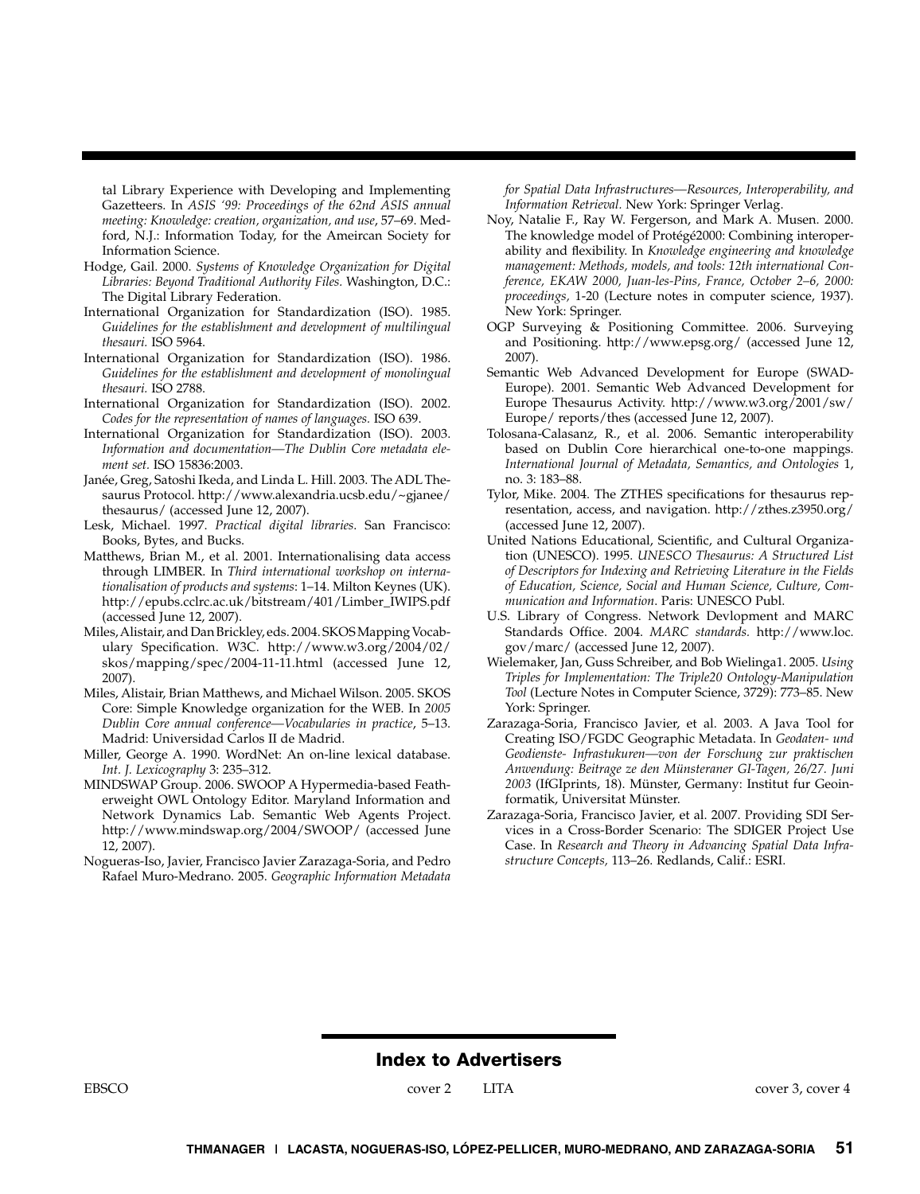tal Library Experience with Developing and Implementing Gazetteers. In *ASIS '99: Proceedings of the 62nd ASIS annual meeting: Knowledge: creation, organization, and use*, 57–69. Medford, N.J.: Information Today, for the Ameircan Society for Information Science.

Hodge, Gail. 2000. *Systems of Knowledge Organization for Digital Libraries: Beyond Traditional Authority Files.* Washington, D.C.: The Digital Library Federation.

International Organization for Standardization (ISO). 1985. *Guidelines for the establishment and development of multilingual thesauri.* ISO 5964.

International Organization for Standardization (ISO). 1986. *Guidelines for the establishment and development of monolingual thesauri.* ISO 2788.

International Organization for Standardization (ISO). 2002. *Codes for the representation of names of languages.* ISO 639.

International Organization for Standardization (ISO). 2003. *Information and documentation—The Dublin Core metadata element set.* ISO 15836:2003.

Janée, Greg, Satoshi Ikeda, and Linda L. Hill. 2003. The ADL Thesaurus Protocol. http://www.alexandria.ucsb.edu/~gjanee/thesaurus/ (accessed June 12, 2007).

Lesk, Michael. 1997. *Practical digital libraries.* San Francisco: Books, Bytes, and Bucks.

Matthews, Brian M., et al. 2001. Internationalising data access through LIMBER. In *Third international workshop on internationalisation of products and systems*: 1–14. Milton Keynes (UK). http://epubs.cclrc.ac.uk/bitstream/401/Limber_IWIPS.pdf (accessed June 12, 2007).

Miles, Alistair, and Dan Brickley, eds. 2004. SKOS Mapping Vocabulary Specification. W3C. http://www.w3.org/2004/02/skos/mapping/spec/2004-11-11.html (accessed June 12, 2007).

Miles, Alistair, Brian Matthews, and Michael Wilson. 2005. SKOS Core: Simple Knowledge organization for the WEB. In *2005 Dublin Core annual conference—Vocabularies in practice*, 5–13. Madrid: Universidad Carlos II de Madrid.

Miller, George A. 1990. WordNet: An on-line lexical database. *Int. J. Lexicography* 3: 235–312.

MINDSWAP Group. 2006. SWOOP A Hypermedia-based Featherweight OWL Ontology Editor. Maryland Information and Network Dynamics Lab. Semantic Web Agents Project. http://www.mindswap.org/2004/SWOOP/ (accessed June 12, 2007).

Nogueras-Iso, Javier, Francisco Javier Zarazaga-Soria, and Pedro Rafael Muro-Medrano. 2005. *Geographic Information Metadata for Spatial Data Infrastructures—Resources, Interoperability, and Information Retrieval.* New York: Springer Verlag.

Noy, Natalie F., Ray W. Fergerson, and Mark A. Musen. 2000. The knowledge model of Protégé2000: Combining interoperability and flexibility. In *Knowledge engineering and knowledge management: Methods, models, and tools: 12th international Conference, EKAW 2000, Juan-les-Pins, France, October 2–6, 2000: proceedings*, 1-20 (Lecture notes in computer science, 1937). New York: Springer.

OGP Surveying & Positioning Committee. 2006. Surveying and Positioning. http://www.epsg.org/ (accessed June 12, 2007).

Semantic Web Advanced Development for Europe (SWAD-Europe). 2001. Semantic Web Advanced Development for Europe Thesaurus Activity. http://www.w3.org/2001/sw/Europe/ reports/thes (accessed June 12, 2007).

Tolosana-Calasanz, R., et al. 2006. Semantic interoperability based on Dublin Core hierarchical one-to-one mappings. *International Journal of Metadata, Semantics, and Ontologies* 1, no. 3: 183–88.

Tylor, Mike. 2004. The ZTHES specifications for thesaurus representation, access, and navigation. http://zthes.z3950.org/ (accessed June 12, 2007).

United Nations Educational, Scientific, and Cultural Organization (UNESCO). 1995. *UNESCO Thesaurus: A Structured List of Descriptors for Indexing and Retrieving Literature in the Fields of Education, Science, Social and Human Science, Culture, Communication and Information*. Paris: UNESCO Publ.

U.S. Library of Congress. Network Devlopment and MARC Standards Office. 2004. *MARC standards.* http://www.loc.gov/marc/ (accessed June 12, 2007).

Wielemaker, Jan, Guss Schreiber, and Bob Wielinga1. 2005. *Using Triples for Implementation: The Triple20 Ontology-Manipulation Tool* (Lecture Notes in Computer Science, 3729): 773–85. New York: Springer.

Zarazaga-Soria, Francisco Javier, et al. 2003. A Java Tool for Creating ISO/FGDC Geographic Metadata. In *Geodaten- und Geodienste- Infrastukuren—von der Forschung zur praktischen Anwendung: Beitrage ze den Münsteraner GI-Tagen, 26/27. Juni 2003* (IfGIprints, 18). Münster, Germany: Institut fur Geoinformatik, Universitat Münster.

Zarazaga-Soria, Francisco Javier, et al. 2007. Providing SDI Services in a Cross-Border Scenario: The SDIGER Project Use Case. In *Research and Theory in Advancing Spatial Data Infrastructure Concepts*, 113–26. Redlands, Calif.: ESRI.

## Index to Advertisers

| | | | |
|---|---|---|---|
| EBSCO | cover 2 | LITA | cover 3, cover 4 |